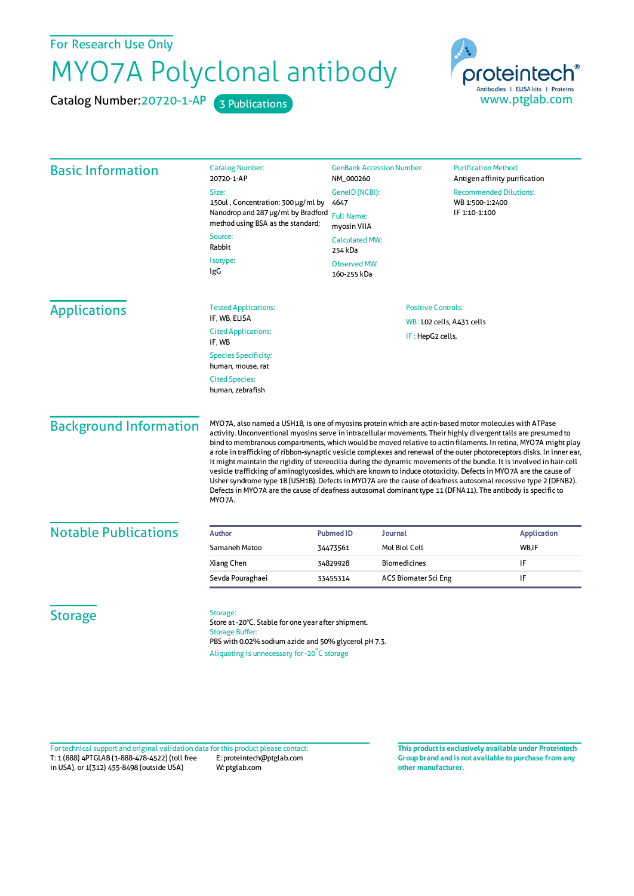For Research Use Only

# MYO7A Polyclonal antibody

Catalog Number: 20720-1-AP 3 Publications

proteintech® Antibodies | ELISA kits | Proteins
www.ptglab.com

## Basic Information

Catalog Number:
20720-1-AP

Size:
150ul , Concentration: 300 μg/ml by Nanodrop and 287 μg/ml by Bradford method using BSA as the standard;

Source:
Rabbit

Isotype:
IgG

GenBank Accession Number:
NM_000260

GeneID (NCBI):
4647

Full Name:
myosin VIIA

Calculated MW:
254 kDa

Observed MW:
160-255 kDa

Purification Method:
Antigen affinity purification

Recommended Dilutions:
WB 1:500-1:2400
IF 1:10-1:100

## Applications

Tested Applications:
IF, WB, ELISA

Cited Applications:
IF, WB

Species Specificity:
human, mouse, rat

Cited Species:
human, zebrafish

Positive Controls:

WB : L02 cells, A431 cells

IF : HepG2 cells,

## Background Information

MYO7A, also named a USH1B, is one of myosins protein which are actin-based motor molecules with ATPase activity. Unconventional myosins serve in intracellular movements. Their highly divergent tails are presumed to bind to membranous compartments, which would be moved relative to actin filaments. In retina, MYO7A might play a role in trafficking of ribbon-synaptic vesicle complexes and renewal of the outer photoreceptors disks. In inner ear, it might maintain the rigidity of stereocilia during the dynamic movements of the bundle. It is involved in hair-cell vesicle trafficking of aminoglycosides, which are known to induce ototoxicity. Defects in MYO7A are the cause of Usher syndrome type 1B (USH1B). Defects in MYO7A are the cause of deafness autosomal recessive type 2 (DFNB2). Defects in MYO7A are the cause of deafness autosomal dominant type 11 (DFNA11). The antibody is specific to MYO7A.

## Notable Publications

| Author | Pubmed ID | Journal | Application |
|---|---|---|---|
| Samaneh Matoo | 34473561 | Mol Biol Cell | WB,IF |
| Xiang Chen | 34829928 | Biomedicines | IF |
| Sevda Pouraghaei | 33455314 | ACS Biomater Sci Eng | IF |

## Storage

Storage:
Store at -20°C. Stable for one year after shipment.

Storage Buffer:
PBS with 0.02% sodium azide and 50% glycerol pH 7.3.

Aliquoting is unnecessary for -20°C storage

For technical support and original validation data for this product please contact:
T: 1 (888) 4PTGLAB (1-888-478-4522) (toll free in USA), or 1(312) 455-8498 (outside USA)
E: proteintech@ptglab.com
W: ptglab.com

**This product is exclusively available under Proteintech Group brand and is not available to purchase from any other manufacturer.**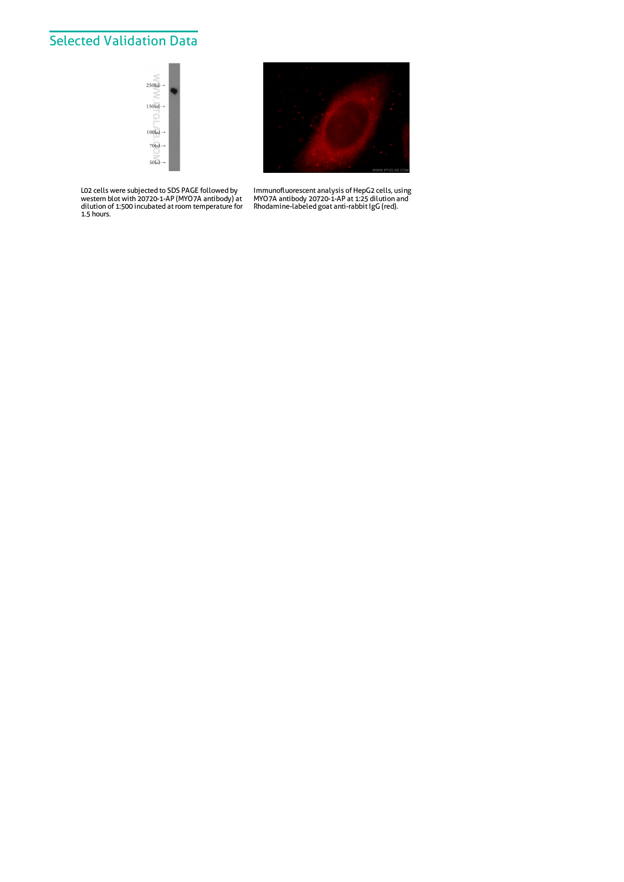## Selected Validation Data

250kd→
150kd→
100kd→
70kd→
50kd→

L02 cells were subjected to SDS PAGE followed by western blot with 20720-1-AP (MYO7A antibody) at dilution of 1:500 incubated at room temperature for 1.5 hours.

Immunofluorescent analysis of HepG2 cells, using MYO7A antibody 20720-1-AP at 1:25 dilution and Rhodamine-labeled goat anti-rabbit IgG (red).